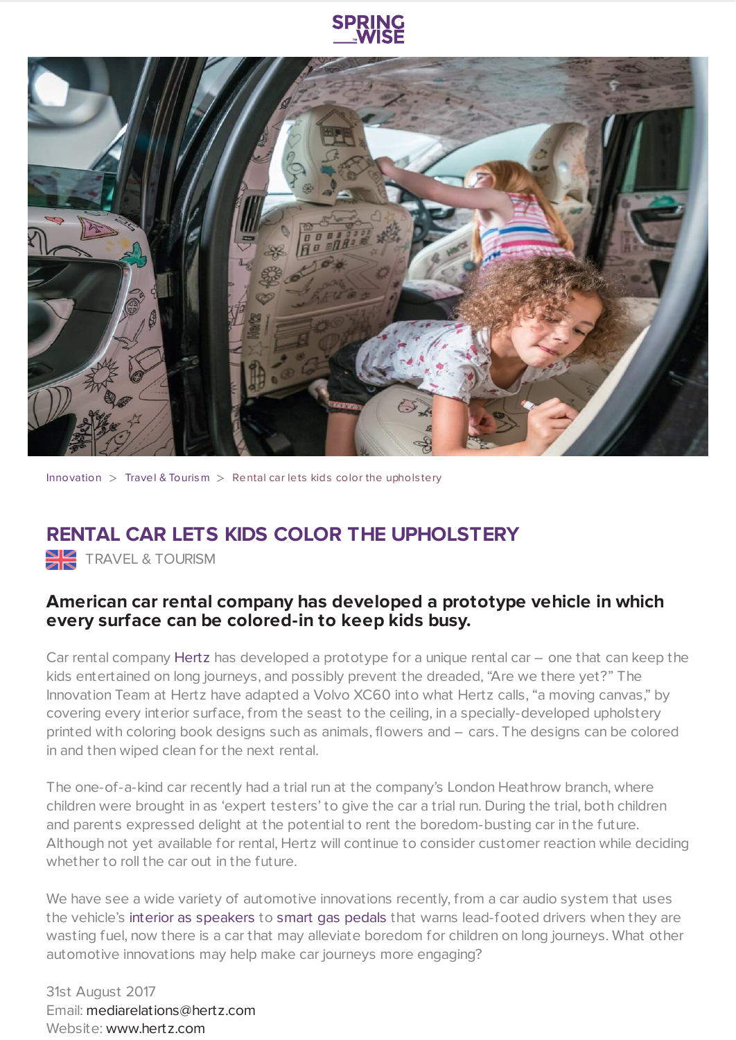Innovation > Travel & Tourism > Rental car lets kids color the upholstery

# RENTAL CAR LETS KIDS COLOR THE UPHOLSTERY

TRAVEL & TOURISM

**American car rental company has developed a prototype vehicle in which every surface can be colored-in to keep kids busy.**

Car rental company Hertz has developed a prototype for a unique rental car – one that can keep the kids entertained on long journeys, and possibly prevent the dreaded, "Are we there yet?" The Innovation Team at Hertz have adapted a Volvo XC60 into what Hertz calls, "a moving canvas," by covering every interior surface, from the seast to the ceiling, in a specially-developed upholstery printed with coloring book designs such as animals, flowers and – cars. The designs can be colored in and then wiped clean for the next rental.

The one-of-a-kind car recently had a trial run at the company's London Heathrow branch, where children were brought in as 'expert testers' to give the car a trial run. During the trial, both children and parents expressed delight at the potential to rent the boredom-busting car in the future. Although not yet available for rental, Hertz will continue to consider customer reaction while deciding whether to roll the car out in the future.

We have see a wide variety of automotive innovations recently, from a car audio system that uses the vehicle's interior as speakers to smart gas pedals that warns lead-footed drivers when they are wasting fuel, now there is a car that may alleviate boredom for children on long journeys. What other automotive innovations may help make car journeys more engaging?

31st August 2017
Email: mediarelations@hertz.com
Website: www.hertz.com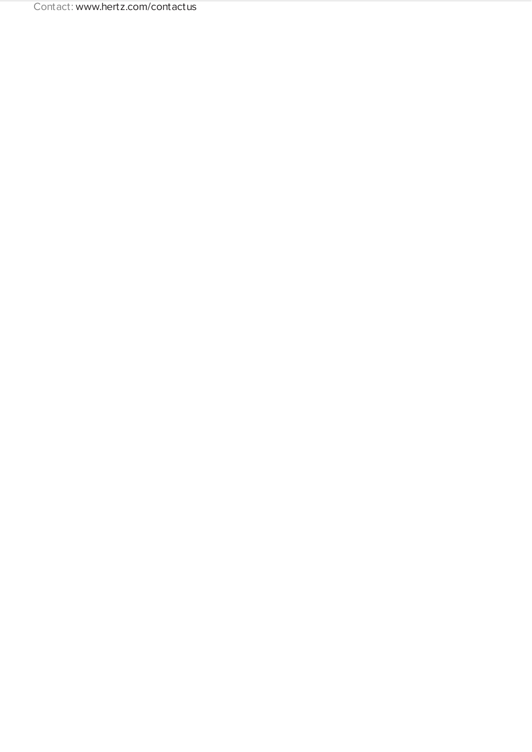Contact: www.hertz.com/contactus